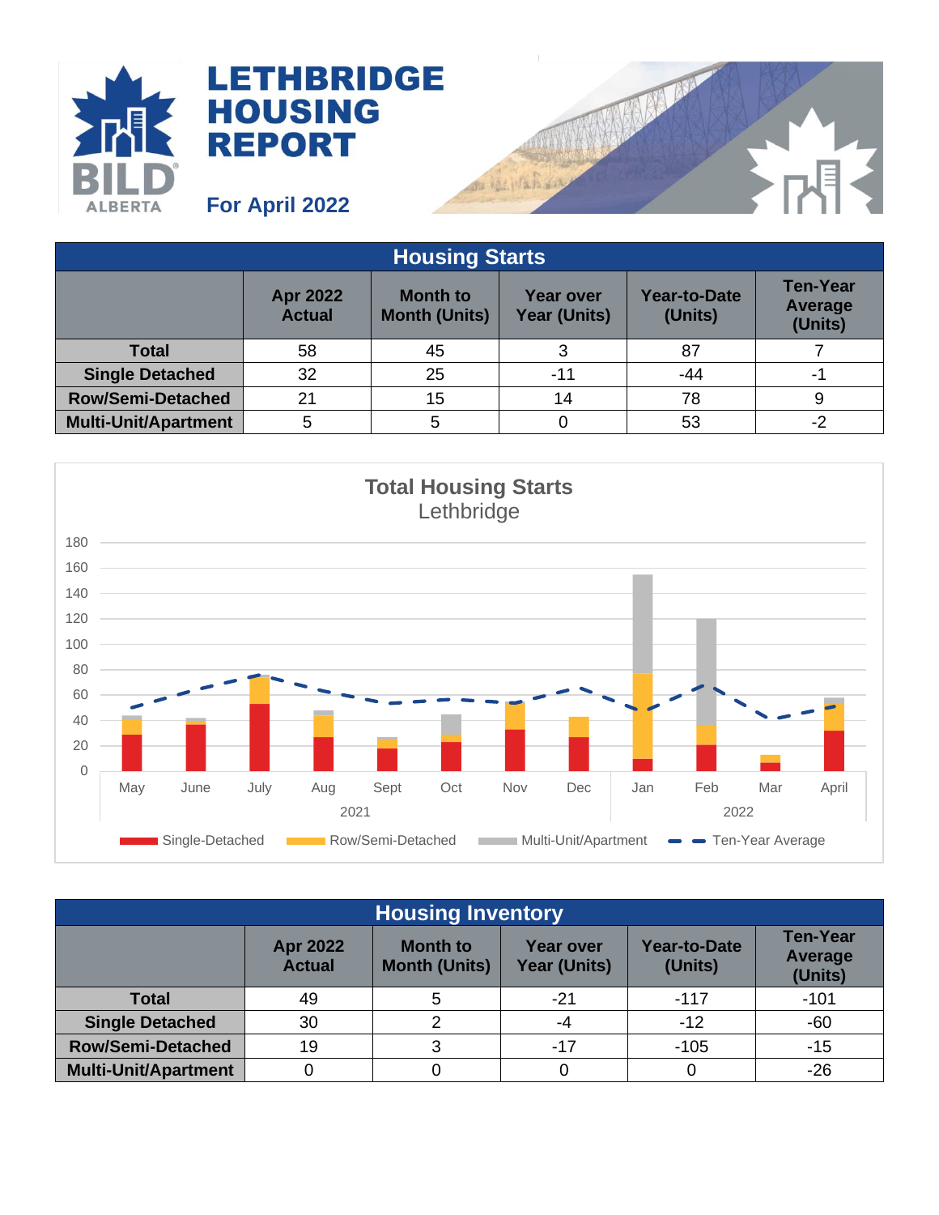# LETHBRIDGE HOUSING REPORT

**For April 2022**

## Housing Starts

| | Apr 2022 Actual | Month to Month (Units) | Year over Year (Units) | Year-to-Date (Units) | Ten-Year Average (Units) |
|---|---|---|---|---|---|
| **Total** | 58 | 45 | 3 | 87 | 7 |
| **Single Detached** | 32 | 25 | -11 | -44 | -1 |
| **Row/Semi-Detached** | 21 | 15 | 14 | 78 | 9 |
| **Multi-Unit/Apartment** | 5 | 5 | 0 | 53 | -2 |

**Total Housing Starts**
Lethbridge

## Housing Inventory

| | Apr 2022 Actual | Month to Month (Units) | Year over Year (Units) | Year-to-Date (Units) | Ten-Year Average (Units) |
|---|---|---|---|---|---|
| **Total** | 49 | 5 | -21 | -117 | -101 |
| **Single Detached** | 30 | 2 | -4 | -12 | -60 |
| **Row/Semi-Detached** | 19 | 3 | -17 | -105 | -15 |
| **Multi-Unit/Apartment** | 0 | 0 | 0 | 0 | -26 |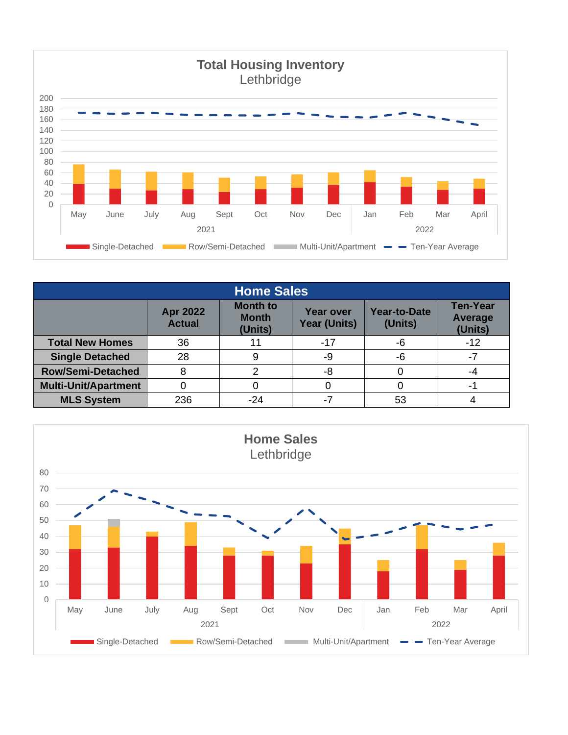Total Housing Inventory
Lethbridge

200
180
160
140
120
100
80
60
40
20
0

May June July Aug Sept Oct Nov Dec Jan Feb Mar April
2021 2022

Single-Detached Row/Semi-Detached Multi-Unit/Apartment Ten-Year Average

| Home Sales | | | | | |
|---|---|---|---|---|---|
| | Apr 2022 Actual | Month to Month (Units) | Year over Year (Units) | Year-to-Date (Units) | Ten-Year Average (Units) |
| **Total New Homes** | 36 | 11 | -17 | -6 | -12 |
| **Single Detached** | 28 | 9 | -9 | -6 | -7 |
| **Row/Semi-Detached** | 8 | 2 | -8 | 0 | -4 |
| **Multi-Unit/Apartment** | 0 | 0 | 0 | 0 | -1 |
| **MLS System** | 236 | -24 | -7 | 53 | 4 |

Home Sales
Lethbridge

80
70
60
50
40
30
20
10
0

May June July Aug Sept Oct Nov Dec Jan Feb Mar April
2021 2022

Single-Detached Row/Semi-Detached Multi-Unit/Apartment Ten-Year Average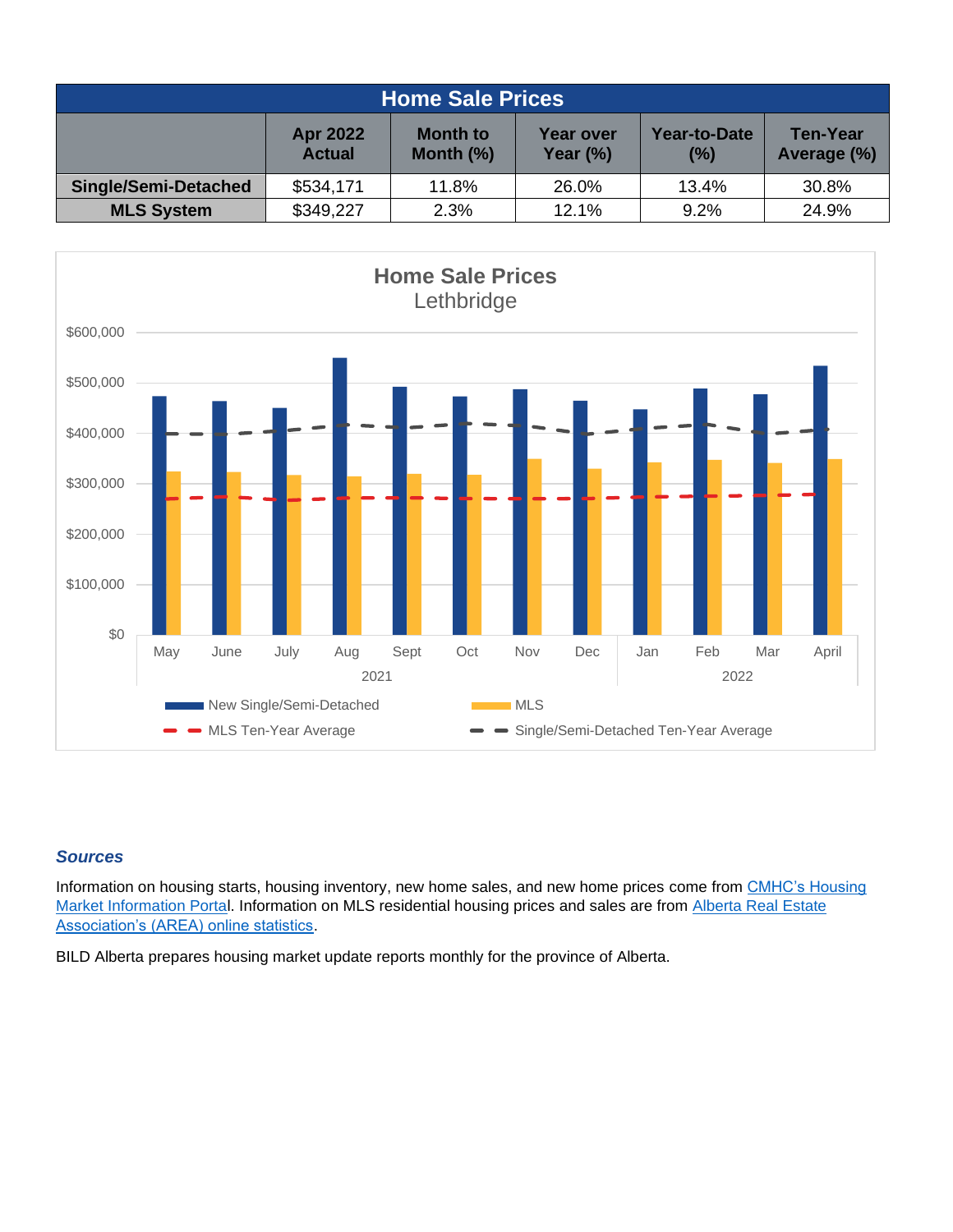| Home Sale Prices | | | | | |
| --- | --- | --- | --- | --- | --- |
| | Apr 2022 Actual | Month to Month (%) | Year over Year (%) | Year-to-Date (%) | Ten-Year Average (%) |
| **Single/Semi-Detached** | $534,171 | 11.8% | 26.0% | 13.4% | 30.8% |
| **MLS System** | $349,227 | 2.3% | 12.1% | 9.2% | 24.9% |

Home Sale Prices
Lethbridge

$600,000
$500,000
$400,000
$300,000
$200,000
$100,000
$0

May June July Aug Sept Oct Nov Dec Jan Feb Mar April
2021 2022

New Single/Semi-Detached
MLS
MLS Ten-Year Average
Single/Semi-Detached Ten-Year Average

### *Sources*

Information on housing starts, housing inventory, new home sales, and new home prices come from [CMHC's Housing Market Information Portal](). Information on MLS residential housing prices and sales are from [Alberta Real Estate Association's (AREA) online statistics]().

BILD Alberta prepares housing market update reports monthly for the province of Alberta.